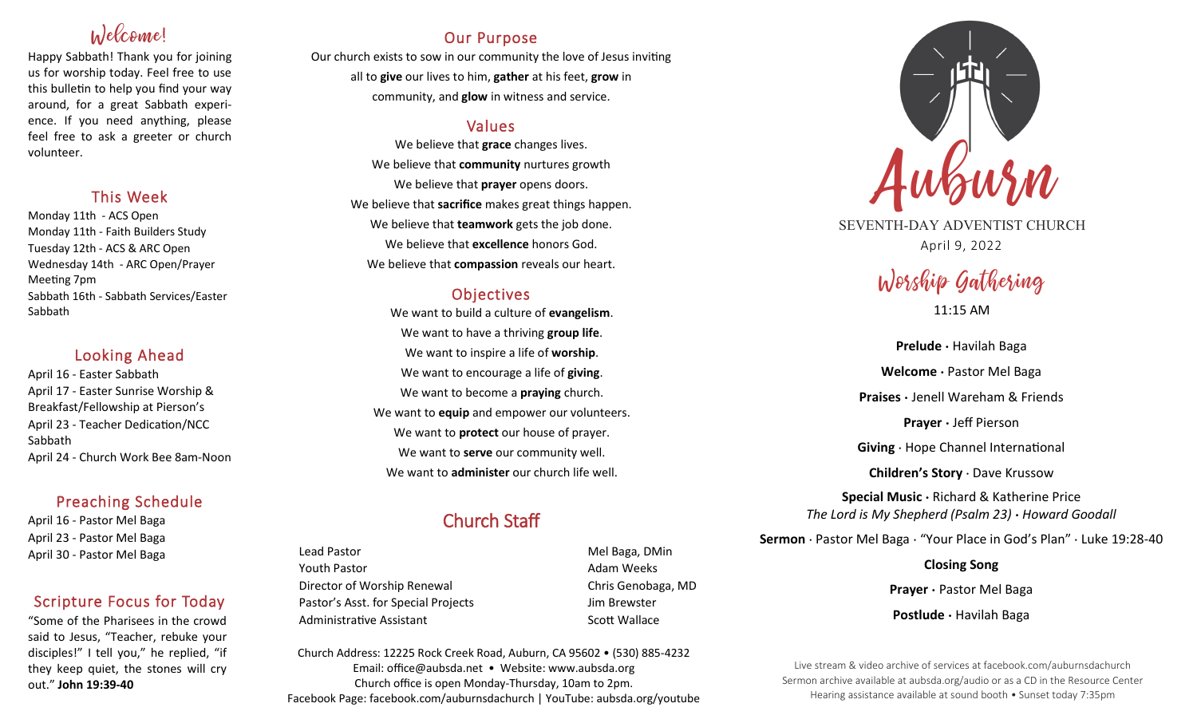## Welcome!

Happy Sabbath! Thank you for joining us for worship today. Feel free to use this bulletin to help you find your way around, for a great Sabbath experience. If you need anything, please feel free to ask a greeter or church volunteer.

## This Week

Monday 11th - ACS Open
Monday 11th - Faith Builders Study
Tuesday 12th - ACS & ARC Open
Wednesday 14th - ARC Open/Prayer Meeting 7pm
Sabbath 16th - Sabbath Services/Easter Sabbath

## Looking Ahead

April 16 - Easter Sabbath
April 17 - Easter Sunrise Worship & Breakfast/Fellowship at Pierson's
April 23 - Teacher Dedication/NCC Sabbath
April 24 - Church Work Bee 8am-Noon

## Preaching Schedule

April 16 - Pastor Mel Baga
April 23 - Pastor Mel Baga
April 30 - Pastor Mel Baga

## Scripture Focus for Today

"Some of the Pharisees in the crowd said to Jesus, "Teacher, rebuke your disciples!" I tell you," he replied, "if they keep quiet, the stones will cry out." **John 19:39-40**

## Our Purpose

Our church exists to sow in our community the love of Jesus inviting all to **give** our lives to him, **gather** at his feet, **grow** in community, and **glow** in witness and service.

## Values

We believe that **grace** changes lives.
We believe that **community** nurtures growth
We believe that **prayer** opens doors.
We believe that **sacrifice** makes great things happen.
We believe that **teamwork** gets the job done.
We believe that **excellence** honors God.
We believe that **compassion** reveals our heart.

## Objectives

We want to build a culture of **evangelism**.
We want to have a thriving **group life**.
We want to inspire a life of **worship**.
We want to encourage a life of **giving**.
We want to become a **praying** church.
We want to **equip** and empower our volunteers.
We want to **protect** our house of prayer.
We want to **serve** our community well.
We want to **administer** our church life well.

## Church Staff

| | |
|---|---|
| Lead Pastor | Mel Baga, DMin |
| Youth Pastor | Adam Weeks |
| Director of Worship Renewal | Chris Genobaga, MD |
| Pastor's Asst. for Special Projects | Jim Brewster |
| Administrative Assistant | Scott Wallace |

Church Address: 12225 Rock Creek Road, Auburn, CA 95602 • (530) 885-4232
Email: office@aubsda.net • Website: www.aubsda.org
Church office is open Monday-Thursday, 10am to 2pm.
Facebook Page: facebook.com/auburnsdachurch | YouTube: aubsda.org/youtube

# Auburn

SEVENTH-DAY ADVENTIST CHURCH
April 9, 2022

## Worship Gathering

11:15 AM

**Prelude** · Havilah Baga

**Welcome** · Pastor Mel Baga

**Praises** · Jenell Wareham & Friends

**Prayer** · Jeff Pierson

**Giving** · Hope Channel International

**Children's Story** · Dave Krussow

**Special Music** · Richard & Katherine Price
*The Lord is My Shepherd (Psalm 23) · Howard Goodall*

**Sermon** · Pastor Mel Baga · "Your Place in God's Plan" · Luke 19:28-40

**Closing Song**

**Prayer** · Pastor Mel Baga

**Postlude** · Havilah Baga

Live stream & video archive of services at facebook.com/auburnsdachurch
Sermon archive available at aubsda.org/audio or as a CD in the Resource Center
Hearing assistance available at sound booth • Sunset today 7:35pm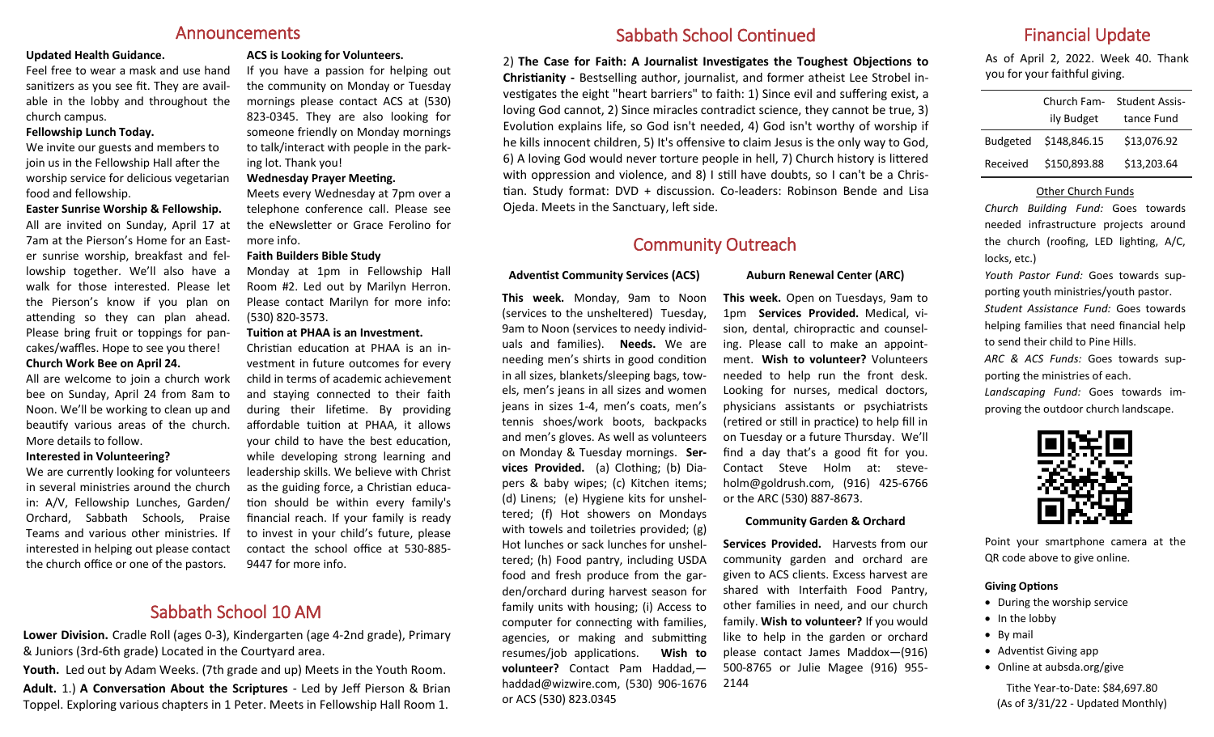## Announcements

**Updated Health Guidance.**

Feel free to wear a mask and use hand sanitizers as you see fit. They are available in the lobby and throughout the church campus.

**Fellowship Lunch Today.**

We invite our guests and members to join us in the Fellowship Hall after the worship service for delicious vegetarian food and fellowship.

**Easter Sunrise Worship & Fellowship.**

All are invited on Sunday, April 17 at 7am at the Pierson's Home for an Easter sunrise worship, breakfast and fellowship together. We'll also have a walk for those interested. Please let the Pierson's know if you plan on attending so they can plan ahead. Please bring fruit or toppings for pancakes/waffles. Hope to see you there!

**Church Work Bee on April 24.**

All are welcome to join a church work bee on Sunday, April 24 from 8am to Noon. We'll be working to clean up and beautify various areas of the church. More details to follow.

**Interested in Volunteering?**

We are currently looking for volunteers in several ministries around the church in: A/V, Fellowship Lunches, Garden/Orchard, Sabbath Schools, Praise Teams and various other ministries. If interested in helping out please contact the church office or one of the pastors.

**ACS is Looking for Volunteers.**

If you have a passion for helping out the community on Monday or Tuesday mornings please contact ACS at (530) 823-0345. They are also looking for someone friendly on Monday mornings to talk/interact with people in the parking lot. Thank you!

**Wednesday Prayer Meeting.**

Meets every Wednesday at 7pm over a telephone conference call. Please see the eNewsletter or Grace Ferolino for more info.

**Faith Builders Bible Study**

Monday at 1pm in Fellowship Hall Room #2. Led out by Marilyn Herron. Please contact Marilyn for more info: (530) 820-3573.

**Tuition at PHAA is an Investment.**

Christian education at PHAA is an investment in future outcomes for every child in terms of academic achievement and staying connected to their faith during their lifetime. By providing affordable tuition at PHAA, it allows your child to have the best education, while developing strong learning and leadership skills. We believe with Christ as the guiding force, a Christian education should be within every family's financial reach. If your family is ready to invest in your child's future, please contact the school office at 530-885-9447 for more info.

## Sabbath School 10 AM

**Lower Division.** Cradle Roll (ages 0-3), Kindergarten (age 4-2nd grade), Primary & Juniors (3rd-6th grade) Located in the Courtyard area.

**Youth.** Led out by Adam Weeks. (7th grade and up) Meets in the Youth Room.

**Adult.** 1.) **A Conversation About the Scriptures** - Led by Jeff Pierson & Brian Toppel. Exploring various chapters in 1 Peter. Meets in Fellowship Hall Room 1.

## Sabbath School Continued

2) **The Case for Faith: A Journalist Investigates the Toughest Objections to Christianity -** Bestselling author, journalist, and former atheist Lee Strobel investigates the eight "heart barriers" to faith: 1) Since evil and suffering exist, a loving God cannot, 2) Since miracles contradict science, they cannot be true, 3) Evolution explains life, so God isn't needed, 4) God isn't worthy of worship if he kills innocent children, 5) It's offensive to claim Jesus is the only way to God, 6) A loving God would never torture people in hell, 7) Church history is littered with oppression and violence, and 8) I still have doubts, so I can't be a Christian. Study format: DVD + discussion. Co-leaders: Robinson Bende and Lisa Ojeda. Meets in the Sanctuary, left side.

## Community Outreach

### Adventist Community Services (ACS)

**This week.** Monday, 9am to Noon (services to the unsheltered) Tuesday, 9am to Noon (services to needy individuals and families). **Needs.** We are needing men's shirts in good condition in all sizes, blankets/sleeping bags, towels, men's jeans in all sizes and women jeans in sizes 1-4, men's coats, men's tennis shoes/work boots, backpacks and men's gloves. As well as volunteers on Monday & Tuesday mornings. **Services Provided.** (a) Clothing; (b) Diapers & baby wipes; (c) Kitchen items; (d) Linens; (e) Hygiene kits for unsheltered; (f) Hot showers on Mondays with towels and toiletries provided; (g) Hot lunches or sack lunches for unsheltered; (h) Food pantry, including USDA food and fresh produce from the garden/orchard during harvest season for family units with housing; (i) Access to computer for connecting with families, agencies, or making and submitting resumes/job applications. **Wish to volunteer?** Contact Pam Haddad,—haddad@wizwire.com, (530) 906-1676 or ACS (530) 823.0345

### Auburn Renewal Center (ARC)

**This week.** Open on Tuesdays, 9am to 1pm **Services Provided.** Medical, vision, dental, chiropractic and counseling. Please call to make an appointment. **Wish to volunteer?** Volunteers needed to help run the front desk. Looking for nurses, medical doctors, physicians assistants or psychiatrists (retired or still in practice) to help fill in on Tuesday or a future Thursday. We'll find a day that's a good fit for you. Contact Steve Holm at: steveholm@goldrush.com, (916) 425-6766 or the ARC (530) 887-8673.

### Community Garden & Orchard

**Services Provided.** Harvests from our community garden and orchard are given to ACS clients. Excess harvest are shared with Interfaith Food Pantry, other families in need, and our church family. **Wish to volunteer?** If you would like to help in the garden or orchard please contact James Maddox—(916) 500-8765 or Julie Magee (916) 955-2144

## Financial Update

As of April 2, 2022. Week 40. Thank you for your faithful giving.

| | Church Family Budget | Student Assistance Fund |
|---|---|---|
| Budgeted | $148,846.15 | $13,076.92 |
| Received | $150,893.88 | $13,203.64 |

Other Church Funds

*Church Building Fund:* Goes towards needed infrastructure projects around the church (roofing, LED lighting, A/C, locks, etc.)

*Youth Pastor Fund:* Goes towards supporting youth ministries/youth pastor.

*Student Assistance Fund:* Goes towards helping families that need financial help to send their child to Pine Hills.

*ARC & ACS Funds:* Goes towards supporting the ministries of each.

*Landscaping Fund:* Goes towards improving the outdoor church landscape.

Point your smartphone camera at the QR code above to give online.

**Giving Options**

- During the worship service
- In the lobby
- By mail
- Adventist Giving app
- Online at aubsda.org/give

Tithe Year-to-Date: $84,697.80
(As of 3/31/22 - Updated Monthly)